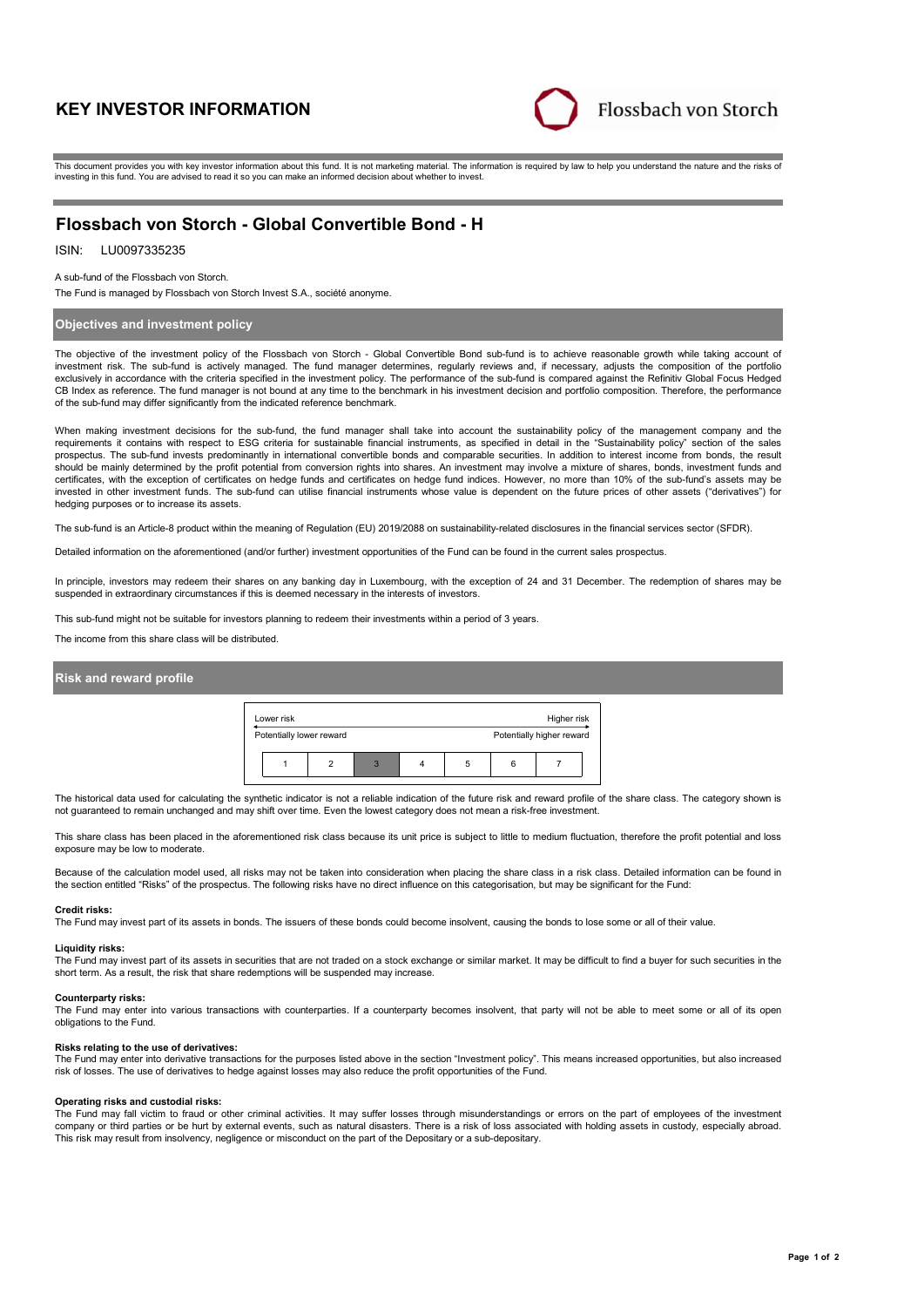# KEY INVESTOR INFORMATION

Flossbach von Storch

This document provides you with key investor information about this fund. It is not marketing material. The information is required by law to help you understand the nature and the risks of investing in this fund. You are advised to read it so you can make an informed decision about whether to invest.

## Flossbach von Storch - Global Convertible Bond - H

ISIN: LU0097335235

A sub-fund of the Flossbach von Storch.

The Fund is managed by Flossbach von Storch Invest S.A., société anonyme.

### Objectives and investment policy

The objective of the investment policy of the Flossbach von Storch - Global Convertible Bond sub-fund is to achieve reasonable growth while taking account of investment risk. The sub-fund is actively managed. The fund manager determines, regularly reviews and, if necessary, adjusts the composition of the portfolio exclusively in accordance with the criteria specified in the investment policy. The performance of the sub-fund is compared against the Refinitiv Global Focus Hedged CB Index as reference. The fund manager is not bound at any time to the benchmark in his investment decision and portfolio composition. Therefore, the performance of the sub-fund may differ significantly from the indicated reference benchmark.

When making investment decisions for the sub-fund, the fund manager shall take into account the sustainability policy of the management company and the requirements it contains with respect to ESG criteria for sustainable financial instruments, as specified in detail in the "Sustainability policy" section of the sales prospectus. The sub-fund invests predominantly in international convertible bonds and comparable securities. In addition to interest income from bonds, the result should be mainly determined by the profit potential from conversion rights into shares. An investment may involve a mixture of shares, bonds, investment funds and certificates, with the exception of certificates on hedge funds and certificates on hedge fund indices. However, no more than 10% of the sub-fund's assets may be invested in other investment funds. The sub-fund can utilise financial instruments whose value is dependent on the future prices of other assets ("derivatives") for hedging purposes or to increase its assets.

The sub-fund is an Article-8 product within the meaning of Regulation (EU) 2019/2088 on sustainability-related disclosures in the financial services sector (SFDR).

Detailed information on the aforementioned (and/or further) investment opportunities of the Fund can be found in the current sales prospectus.

In principle, investors may redeem their shares on any banking day in Luxembourg, with the exception of 24 and 31 December. The redemption of shares may be suspended in extraordinary circumstances if this is deemed necessary in the interests of investors.

This sub-fund might not be suitable for investors planning to redeem their investments within a period of 3 years.

The income from this share class will be distributed.

### Risk and reward profile

| Lower risk | | | | | | Higher risk |
|---|---|---|---|---|---|---|
| Potentially lower reward | | | | | | Potentially higher reward |
| 1 | 2 | **3** | 4 | 5 | 6 | 7 |

The historical data used for calculating the synthetic indicator is not a reliable indication of the future risk and reward profile of the share class. The category shown is not guaranteed to remain unchanged and may shift over time. Even the lowest category does not mean a risk-free investment.

This share class has been placed in the aforementioned risk class because its unit price is subject to little to medium fluctuation, therefore the profit potential and loss exposure may be low to moderate.

Because of the calculation model used, all risks may not be taken into consideration when placing the share class in a risk class. Detailed information can be found in the section entitled "Risks" of the prospectus. The following risks have no direct influence on this categorisation, but may be significant for the Fund:

**Credit risks:**
The Fund may invest part of its assets in bonds. The issuers of these bonds could become insolvent, causing the bonds to lose some or all of their value.

**Liquidity risks:**
The Fund may invest part of its assets in securities that are not traded on a stock exchange or similar market. It may be difficult to find a buyer for such securities in the short term. As a result, the risk that share redemptions will be suspended may increase.

**Counterparty risks:**
The Fund may enter into various transactions with counterparties. If a counterparty becomes insolvent, that party will not be able to meet some or all of its open obligations to the Fund.

**Risks relating to the use of derivatives:**
The Fund may enter into derivative transactions for the purposes listed above in the section "Investment policy". This means increased opportunities, but also increased risk of losses. The use of derivatives to hedge against losses may also reduce the profit opportunities of the Fund.

**Operating risks and custodial risks:**
The Fund may fall victim to fraud or other criminal activities. It may suffer losses through misunderstandings or errors on the part of employees of the investment company or third parties or be hurt by external events, such as natural disasters. There is a risk of loss associated with holding assets in custody, especially abroad. This risk may result from insolvency, negligence or misconduct on the part of the Depositary or a sub-depositary.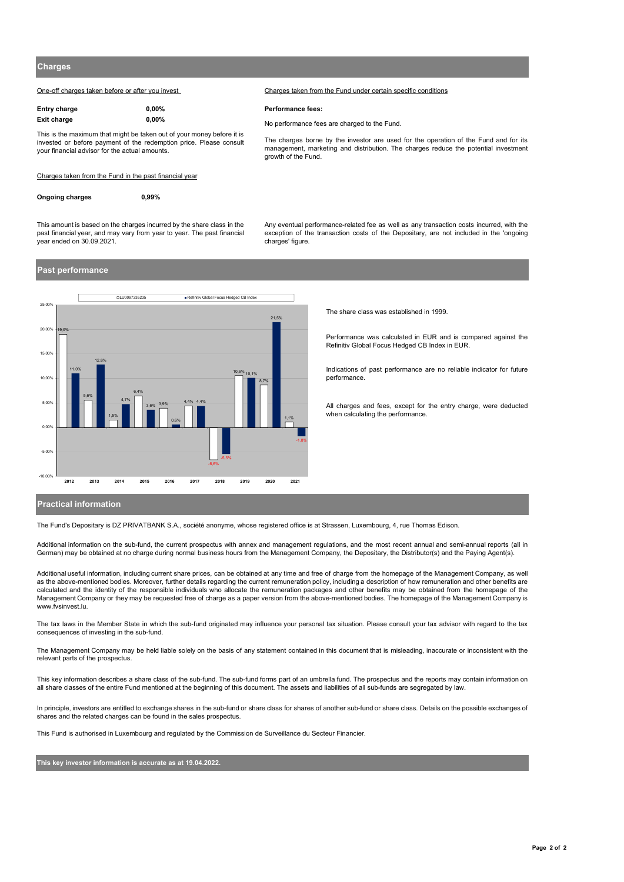## Charges

One-off charges taken before or after you invest

| | |
|---|---|
| **Entry charge** | **0,00%** |
| **Exit charge** | **0,00%** |

This is the maximum that might be taken out of your money before it is invested or before payment of the redemption price. Please consult your financial advisor for the actual amounts.

Charges taken from the Fund in the past financial year

| | |
|---|---|
| **Ongoing charges** | **0,99%** |

This amount is based on the charges incurred by the share class in the past financial year, and may vary from year to year. The past financial year ended on 30.09.2021.

Charges taken from the Fund under certain specific conditions

**Performance fees:**

No performance fees are charged to the Fund.

The charges borne by the investor are used for the operation of the Fund and for its management, marketing and distribution. The charges reduce the potential investment growth of the Fund.

Any eventual performance-related fee as well as any transaction costs incurred, with the exception of the transaction costs of the Depositary, are not included in the 'ongoing charges' figure.

## Past performance

LU0097335235
Refinitiv Global Focus Hedged CB Index

25,00%
20,00%
15,00%
10,00%
5,00%
0,00%
-5,00%
-10,00%

19,0% 11,0% 5,6% 12,8% 1,5% 4,7% 6,4% 3,6% 3,9% 0,6% 4,4% 4,4% -6,6% -5,5% 10,6% 10,1% 8,7% 21,5% 1,1% -1,8%

2012 2013 2014 2015 2016 2017 2018 2019 2020 2021

The share class was established in 1999.

Performance was calculated in EUR and is compared against the Refinitiv Global Focus Hedged CB Index in EUR.

Indications of past performance are no reliable indicator for future performance.

All charges and fees, except for the entry charge, were deducted when calculating the performance.

## Practical information

The Fund's Depositary is DZ PRIVATBANK S.A., société anonyme, whose registered office is at Strassen, Luxembourg, 4, rue Thomas Edison.

Additional information on the sub-fund, the current prospectus with annex and management regulations, and the most recent annual and semi-annual reports (all in German) may be obtained at no charge during normal business hours from the Management Company, the Depositary, the Distributor(s) and the Paying Agent(s).

Additional useful information, including current share prices, can be obtained at any time and free of charge from the homepage of the Management Company, as well as the above-mentioned bodies. Moreover, further details regarding the current remuneration policy, including a description of how remuneration and other benefits are calculated and the identity of the responsible individuals who allocate the remuneration packages and other benefits may be obtained from the homepage of the Management Company or they may be requested free of charge as a paper version from the above-mentioned bodies. The homepage of the Management Company is www.fvsinvest.lu.

The tax laws in the Member State in which the sub-fund originated may influence your personal tax situation. Please consult your tax advisor with regard to the tax consequences of investing in the sub-fund.

The Management Company may be held liable solely on the basis of any statement contained in this document that is misleading, inaccurate or inconsistent with the relevant parts of the prospectus.

This key information describes a share class of the sub-fund. The sub-fund forms part of an umbrella fund. The prospectus and the reports may contain information on all share classes of the entire Fund mentioned at the beginning of this document. The assets and liabilities of all sub-funds are segregated by law.

In principle, investors are entitled to exchange shares in the sub-fund or share class for shares of another sub-fund or share class. Details on the possible exchanges of shares and the related charges can be found in the sales prospectus.

This Fund is authorised in Luxembourg and regulated by the Commission de Surveillance du Secteur Financier.

**This key investor information is accurate as at 19.04.2022.**